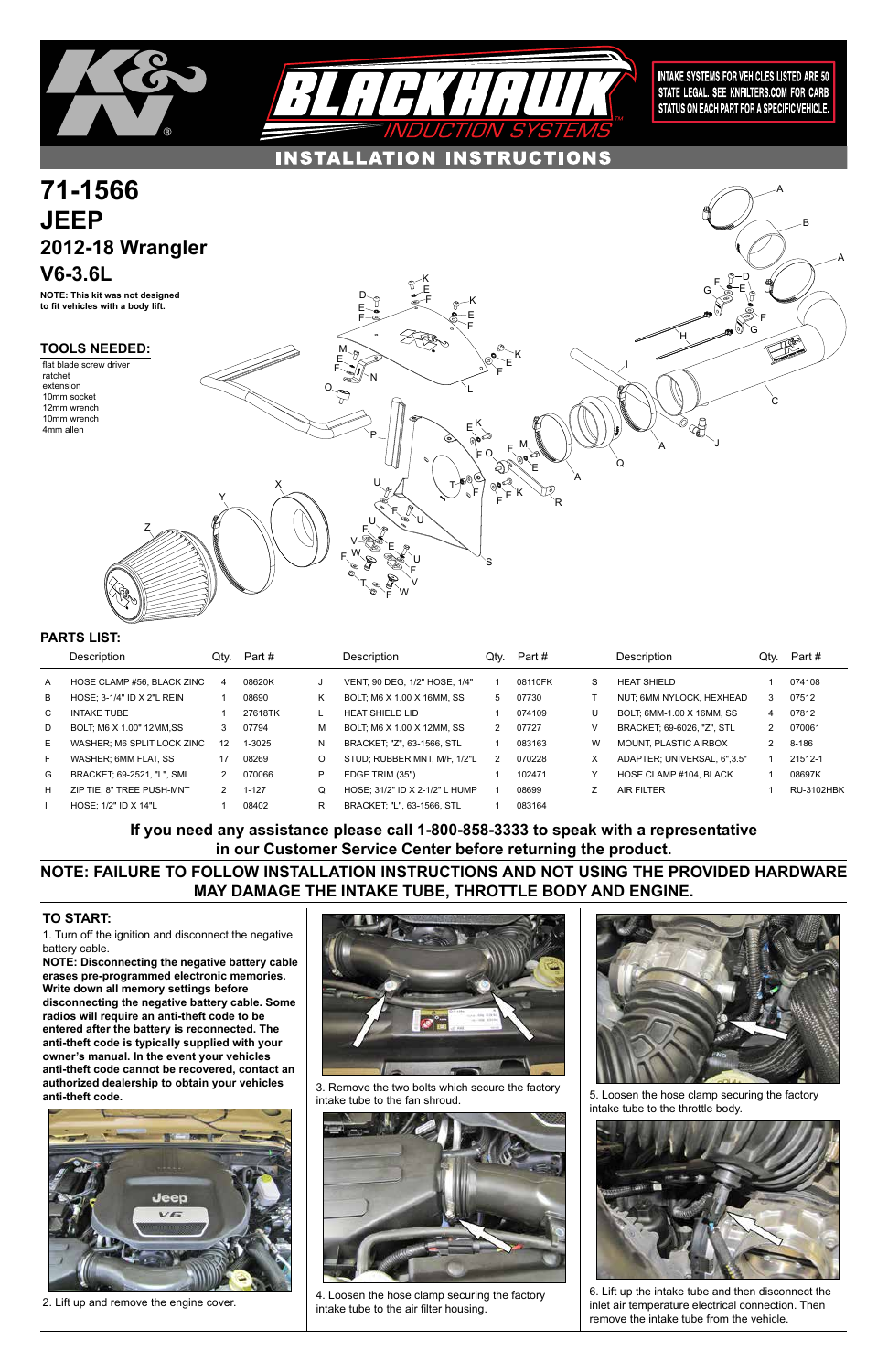INTAKE SYSTEMS FOR VEHICLES LISTED ARE 50 STATE LEGAL. SEE KNFILTERS.COM FOR CARB STATUS ON EACH PART FOR A SPECIFIC VEHICLE.

BLACKHAWK INDUCTION SYSTEMS

INSTALLATION INSTRUCTIONS

# 71-1566
# JEEP
## 2012-18 Wrangler
## V6-3.6L

**NOTE: This kit was not designed to fit vehicles with a body lift.**

### TOOLS NEEDED:

flat blade screw driver
ratchet
extension
10mm socket
12mm wrench
10mm wrench
4mm allen

### PARTS LIST:

| | Description | Qty. | Part # | | Description | Qty. | Part # | | Description | Qty. | Part # |
|---|---|---|---|---|---|---|---|---|---|---|---|
| A | HOSE CLAMP #56, BLACK ZINC | 4 | 08620K | J | VENT; 90 DEG, 1/2" HOSE, 1/4" | 1 | 08110FK | S | HEAT SHIELD | 1 | 074108 |
| B | HOSE; 3-1/4" ID X 2"L REIN | 1 | 08690 | K | BOLT; M6 X 1.00 X 16MM, SS | 5 | 07730 | T | NUT; 6MM NYLOCK, HEXHEAD | 3 | 07512 |
| C | INTAKE TUBE | 1 | 27618TK | L | HEAT SHIELD LID | 1 | 074109 | U | BOLT; 6MM-1.00 X 16MM, SS | 4 | 07812 |
| D | BOLT; M6 X 1.00" 12MM,SS | 3 | 07794 | M | BOLT; M6 X 1.00 X 12MM, SS | 2 | 07727 | V | BRACKET; 69-6026, "Z", STL | 2 | 070061 |
| E | WASHER; M6 SPLIT LOCK ZINC | 12 | 1-3025 | N | BRACKET; "Z", 63-1566, STL | 1 | 083163 | W | MOUNT, PLASTIC AIRBOX | 2 | 8-186 |
| F | WASHER; 6MM FLAT, SS | 17 | 08269 | O | STUD; RUBBER MNT, M/F, 1/2"L | 2 | 070228 | X | ADAPTER; UNIVERSAL, 6",3.5" | 1 | 21512-1 |
| G | BRACKET; 69-2521, "L", SML | 2 | 070066 | P | EDGE TRIM (35") | 1 | 102471 | Y | HOSE CLAMP #104, BLACK | 1 | 08697K |
| H | ZIP TIE, 8" TREE PUSH-MNT | 2 | 1-127 | Q | HOSE; 31/2" ID X 2-1/2" L HUMP | 1 | 08699 | Z | AIR FILTER | 1 | RU-3102HBK |
| I | HOSE; 1/2" ID X 14"L | 1 | 08402 | R | BRACKET; "L", 63-1566, STL | 1 | 083164 | | | | |

**If you need any assistance please call 1-800-858-3333 to speak with a representative in our Customer Service Center before returning the product.**

**NOTE: FAILURE TO FOLLOW INSTALLATION INSTRUCTIONS AND NOT USING THE PROVIDED HARDWARE MAY DAMAGE THE INTAKE TUBE, THROTTLE BODY AND ENGINE.**

### TO START:

1. Turn off the ignition and disconnect the negative battery cable.

**NOTE: Disconnecting the negative battery cable erases pre-programmed electronic memories. Write down all memory settings before disconnecting the negative battery cable. Some radios will require an anti-theft code to be entered after the battery is reconnected. The anti-theft code is typically supplied with your owner's manual. In the event your vehicles anti-theft code cannot be recovered, contact an authorized dealership to obtain your vehicles anti-theft code.**

2. Lift up and remove the engine cover.

3. Remove the two bolts which secure the factory intake tube to the fan shroud.

4. Loosen the hose clamp securing the factory intake tube to the air filter housing.

5. Loosen the hose clamp securing the factory intake tube to the throttle body.

6. Lift up the intake tube and then disconnect the inlet air temperature electrical connection. Then remove the intake tube from the vehicle.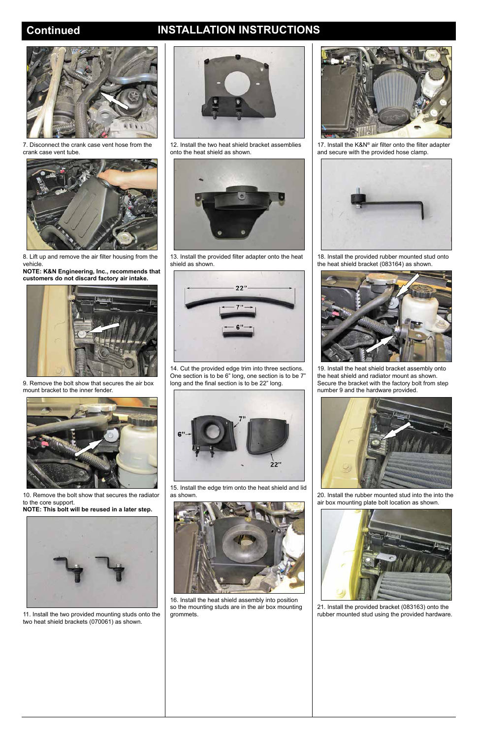## Continued INSTALLATION INSTRUCTIONS

7. Disconnect the crank case vent hose from the crank case vent tube.

8. Lift up and remove the air filter housing from the vehicle.
**NOTE: K&N Engineering, Inc., recommends that customers do not discard factory air intake.**

9. Remove the bolt show that secures the air box mount bracket to the inner fender.

10. Remove the bolt show that secures the radiator to the core support.
**NOTE: This bolt will be reused in a later step.**

11. Install the two provided mounting studs onto the two heat shield brackets (070061) as shown.

12. Install the two heat shield bracket assemblies onto the heat shield as shown.

13. Install the provided filter adapter onto the heat shield as shown.

14. Cut the provided edge trim into three sections. One section is to be 6" long, one section is to be 7" long and the final section is to be 22" long.

15. Install the edge trim onto the heat shield and lid as shown.

16. Install the heat shield assembly into position so the mounting studs are in the air box mounting grommets.

17. Install the K&N® air filter onto the filter adapter and secure with the provided hose clamp.

18. Install the provided rubber mounted stud onto the heat shield bracket (083164) as shown.

19. Install the heat shield bracket assembly onto the heat shield and radiator mount as shown. Secure the bracket with the factory bolt from step number 9 and the hardware provided.

20. Install the rubber mounted stud into the into the air box mounting plate bolt location as shown.

21. Install the provided bracket (083163) onto the rubber mounted stud using the provided hardware.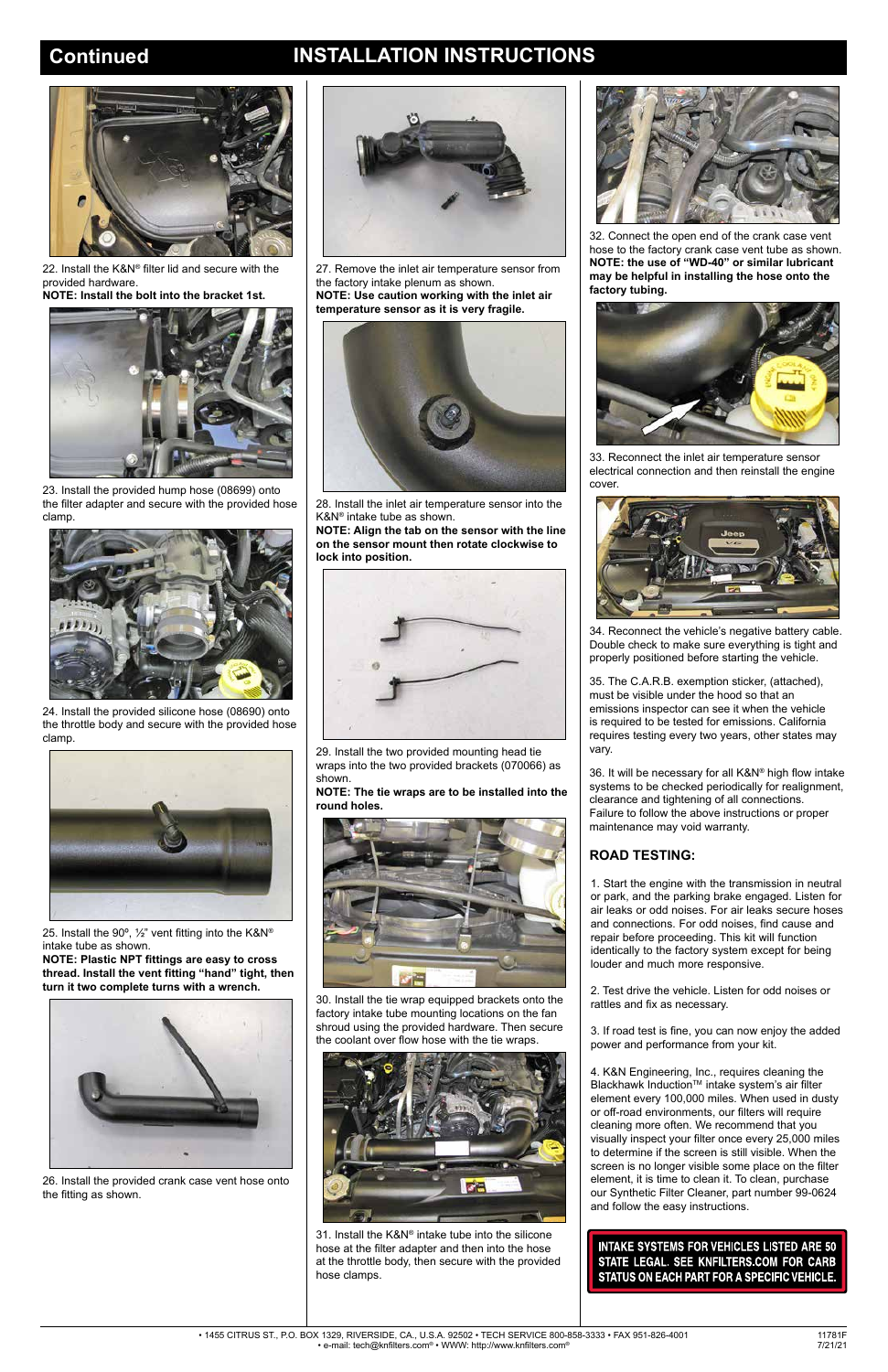## Continued

# INSTALLATION INSTRUCTIONS

22. Install the K&N® filter lid and secure with the provided hardware.
**NOTE: Install the bolt into the bracket 1st.**

23. Install the provided hump hose (08699) onto the filter adapter and secure with the provided hose clamp.

24. Install the provided silicone hose (08690) onto the throttle body and secure with the provided hose clamp.

25. Install the 90°, ½" vent fitting into the K&N® intake tube as shown.
**NOTE: Plastic NPT fittings are easy to cross thread. Install the vent fitting "hand" tight, then turn it two complete turns with a wrench.**

26. Install the provided crank case vent hose onto the fitting as shown.

27. Remove the inlet air temperature sensor from the factory intake plenum as shown.
**NOTE: Use caution working with the inlet air temperature sensor as it is very fragile.**

28. Install the inlet air temperature sensor into the K&N® intake tube as shown.
**NOTE: Align the tab on the sensor with the line on the sensor mount then rotate clockwise to lock into position.**

29. Install the two provided mounting head tie wraps into the two provided brackets (070066) as shown.
**NOTE: The tie wraps are to be installed into the round holes.**

30. Install the tie wrap equipped brackets onto the factory intake tube mounting locations on the fan shroud using the provided hardware. Then secure the coolant over flow hose with the tie wraps.

31. Install the K&N® intake tube into the silicone hose at the filter adapter and then into the hose at the throttle body, then secure with the provided hose clamps.

32. Connect the open end of the crank case vent hose to the factory crank case vent tube as shown.
**NOTE: the use of "WD-40" or similar lubricant may be helpful in installing the hose onto the factory tubing.**

33. Reconnect the inlet air temperature sensor electrical connection and then reinstall the engine cover.

34. Reconnect the vehicle's negative battery cable. Double check to make sure everything is tight and properly positioned before starting the vehicle.

35. The C.A.R.B. exemption sticker, (attached), must be visible under the hood so that an emissions inspector can see it when the vehicle is required to be tested for emissions. California requires testing every two years, other states may vary.

36. It will be necessary for all K&N® high flow intake systems to be checked periodically for realignment, clearance and tightening of all connections. Failure to follow the above instructions or proper maintenance may void warranty.

### ROAD TESTING:

1. Start the engine with the transmission in neutral or park, and the parking brake engaged. Listen for air leaks or odd noises. For air leaks secure hoses and connections. For odd noises, find cause and repair before proceeding. This kit will function identically to the factory system except for being louder and much more responsive.

2. Test drive the vehicle. Listen for odd noises or rattles and fix as necessary.

3. If road test is fine, you can now enjoy the added power and performance from your kit.

4. K&N Engineering, Inc., requires cleaning the Blackhawk Induction™ intake system's air filter element every 100,000 miles. When used in dusty or off-road environments, our filters will require cleaning more often. We recommend that you visually inspect your filter once every 25,000 miles to determine if the screen is still visible. When the screen is no longer visible some place on the filter element, it is time to clean it. To clean, purchase our Synthetic Filter Cleaner, part number 99-0624 and follow the easy instructions.

**INTAKE SYSTEMS FOR VEHICLES LISTED ARE 50 STATE LEGAL. SEE KNFILTERS.COM FOR CARB STATUS ON EACH PART FOR A SPECIFIC VEHICLE.**

• 1455 CITRUS ST., P.O. BOX 1329, RIVERSIDE, CA., U.S.A. 92502 • TECH SERVICE 800-858-3333 • FAX 951-826-4001
• e-mail: tech@knfilters.com® • WWW: http://www.knfilters.com®

11781F
7/21/21